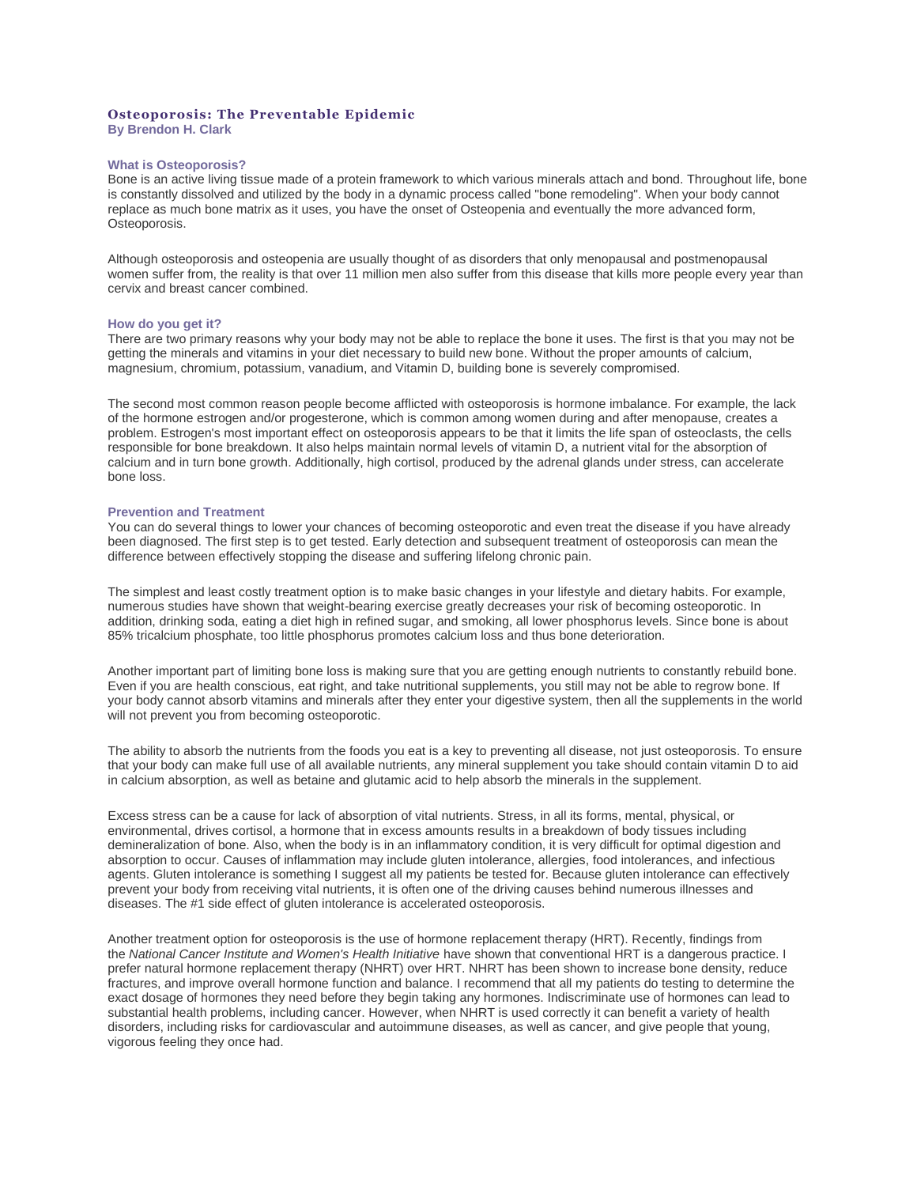# Osteoporosis: The Preventable Epidemic

**By Brendon H. Clark**

## What is Osteoporosis?

Bone is an active living tissue made of a protein framework to which various minerals attach and bond. Throughout life, bone is constantly dissolved and utilized by the body in a dynamic process called "bone remodeling". When your body cannot replace as much bone matrix as it uses, you have the onset of Osteopenia and eventually the more advanced form, Osteoporosis.

Although osteoporosis and osteopenia are usually thought of as disorders that only menopausal and postmenopausal women suffer from, the reality is that over 11 million men also suffer from this disease that kills more people every year than cervix and breast cancer combined.

## How do you get it?

There are two primary reasons why your body may not be able to replace the bone it uses. The first is that you may not be getting the minerals and vitamins in your diet necessary to build new bone. Without the proper amounts of calcium, magnesium, chromium, potassium, vanadium, and Vitamin D, building bone is severely compromised.

The second most common reason people become afflicted with osteoporosis is hormone imbalance. For example, the lack of the hormone estrogen and/or progesterone, which is common among women during and after menopause, creates a problem. Estrogen's most important effect on osteoporosis appears to be that it limits the life span of osteoclasts, the cells responsible for bone breakdown. It also helps maintain normal levels of vitamin D, a nutrient vital for the absorption of calcium and in turn bone growth. Additionally, high cortisol, produced by the adrenal glands under stress, can accelerate bone loss.

## Prevention and Treatment

You can do several things to lower your chances of becoming osteoporotic and even treat the disease if you have already been diagnosed. The first step is to get tested. Early detection and subsequent treatment of osteoporosis can mean the difference between effectively stopping the disease and suffering lifelong chronic pain.

The simplest and least costly treatment option is to make basic changes in your lifestyle and dietary habits. For example, numerous studies have shown that weight-bearing exercise greatly decreases your risk of becoming osteoporotic. In addition, drinking soda, eating a diet high in refined sugar, and smoking, all lower phosphorus levels. Since bone is about 85% tricalcium phosphate, too little phosphorus promotes calcium loss and thus bone deterioration.

Another important part of limiting bone loss is making sure that you are getting enough nutrients to constantly rebuild bone. Even if you are health conscious, eat right, and take nutritional supplements, you still may not be able to regrow bone. If your body cannot absorb vitamins and minerals after they enter your digestive system, then all the supplements in the world will not prevent you from becoming osteoporotic.

The ability to absorb the nutrients from the foods you eat is a key to preventing all disease, not just osteoporosis. To ensure that your body can make full use of all available nutrients, any mineral supplement you take should contain vitamin D to aid in calcium absorption, as well as betaine and glutamic acid to help absorb the minerals in the supplement.

Excess stress can be a cause for lack of absorption of vital nutrients. Stress, in all its forms, mental, physical, or environmental, drives cortisol, a hormone that in excess amounts results in a breakdown of body tissues including demineralization of bone. Also, when the body is in an inflammatory condition, it is very difficult for optimal digestion and absorption to occur. Causes of inflammation may include gluten intolerance, allergies, food intolerances, and infectious agents. Gluten intolerance is something I suggest all my patients be tested for. Because gluten intolerance can effectively prevent your body from receiving vital nutrients, it is often one of the driving causes behind numerous illnesses and diseases. The #1 side effect of gluten intolerance is accelerated osteoporosis.

Another treatment option for osteoporosis is the use of hormone replacement therapy (HRT). Recently, findings from the *National Cancer Institute and Women's Health Initiative* have shown that conventional HRT is a dangerous practice. I prefer natural hormone replacement therapy (NHRT) over HRT. NHRT has been shown to increase bone density, reduce fractures, and improve overall hormone function and balance. I recommend that all my patients do testing to determine the exact dosage of hormones they need before they begin taking any hormones. Indiscriminate use of hormones can lead to substantial health problems, including cancer. However, when NHRT is used correctly it can benefit a variety of health disorders, including risks for cardiovascular and autoimmune diseases, as well as cancer, and give people that young, vigorous feeling they once had.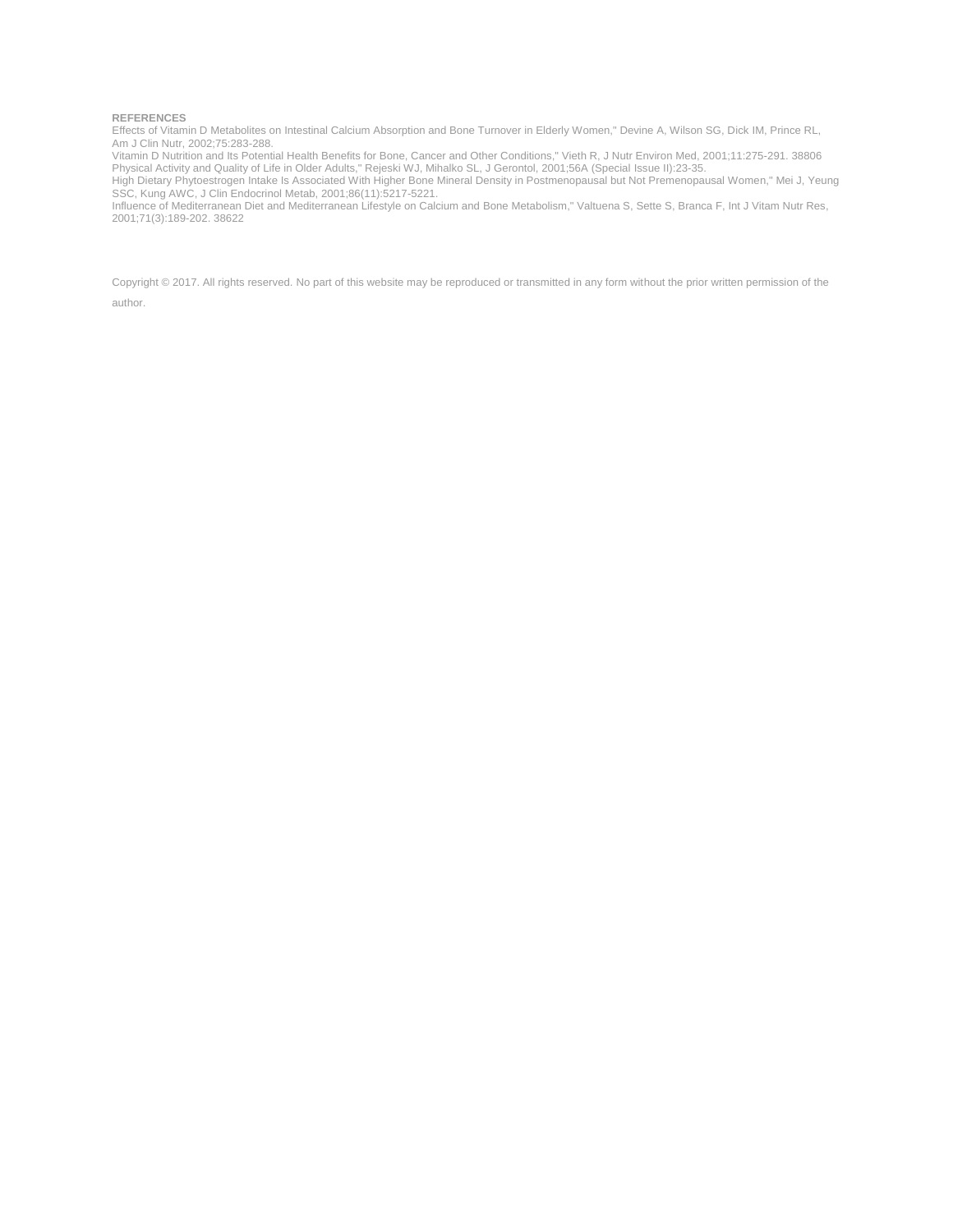**REFERENCES**

Effects of Vitamin D Metabolites on Intestinal Calcium Absorption and Bone Turnover in Elderly Women," Devine A, Wilson SG, Dick IM, Prince RL, Am J Clin Nutr, 2002;75:283-288.
Vitamin D Nutrition and Its Potential Health Benefits for Bone, Cancer and Other Conditions," Vieth R, J Nutr Environ Med, 2001;11:275-291. 38806
Physical Activity and Quality of Life in Older Adults," Rejeski WJ, Mihalko SL, J Gerontol, 2001;56A (Special Issue II):23-35.
High Dietary Phytoestrogen Intake Is Associated With Higher Bone Mineral Density in Postmenopausal but Not Premenopausal Women," Mei J, Yeung SSC, Kung AWC, J Clin Endocrinol Metab, 2001;86(11):5217-5221.
Influence of Mediterranean Diet and Mediterranean Lifestyle on Calcium and Bone Metabolism," Valtuena S, Sette S, Branca F, Int J Vitam Nutr Res, 2001;71(3):189-202. 38622

Copyright © 2017. All rights reserved. No part of this website may be reproduced or transmitted in any form without the prior written permission of the author.